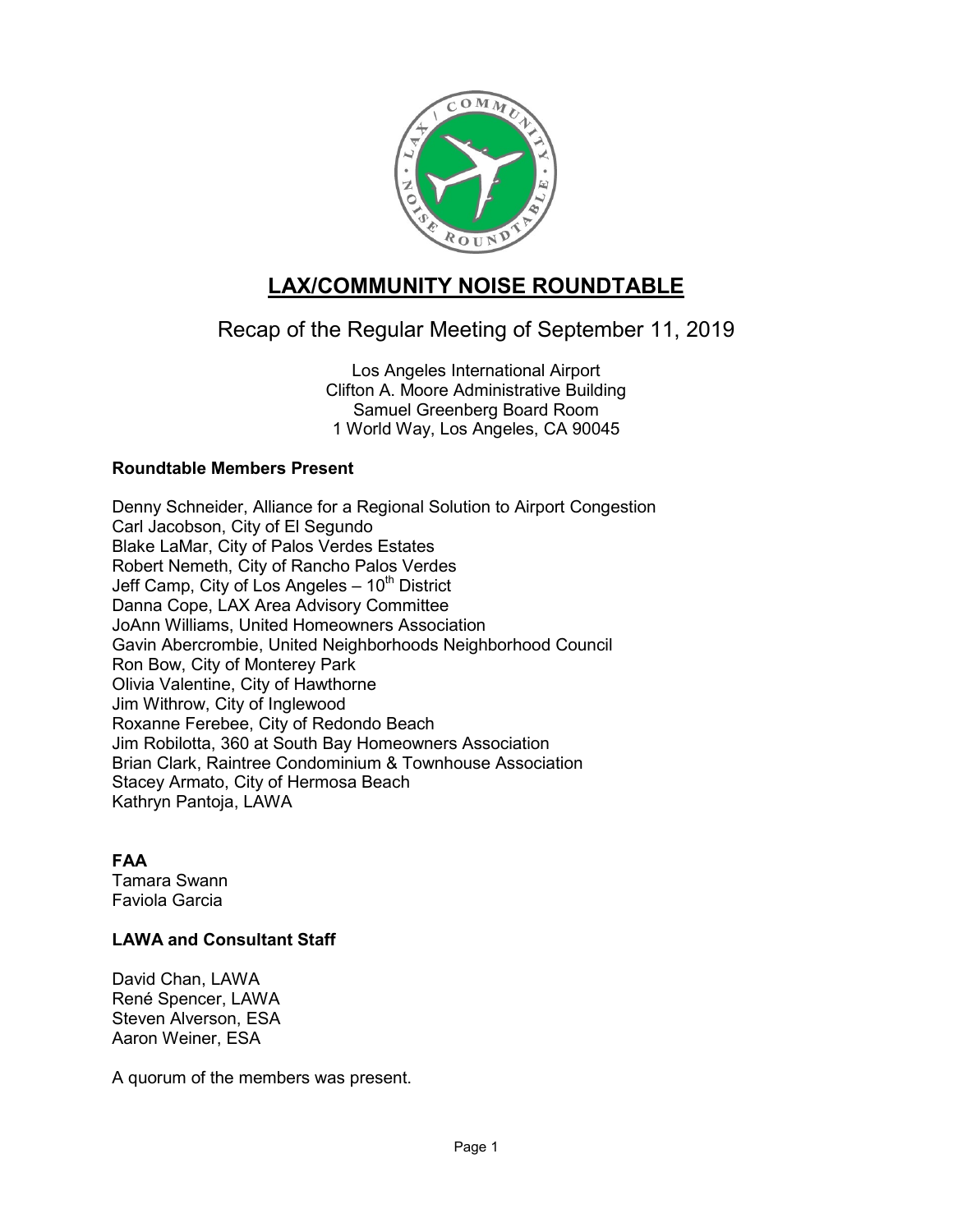# LAX/COMMUNITY NOISE ROUNDTABLE

## Recap of the Regular Meeting of September 11, 2019

Los Angeles International Airport
Clifton A. Moore Administrative Building
Samuel Greenberg Board Room
1 World Way, Los Angeles, CA 90045

### Roundtable Members Present

Denny Schneider, Alliance for a Regional Solution to Airport Congestion
Carl Jacobson, City of El Segundo
Blake LaMar, City of Palos Verdes Estates
Robert Nemeth, City of Rancho Palos Verdes
Jeff Camp, City of Los Angeles – 10th District
Danna Cope, LAX Area Advisory Committee
JoAnn Williams, United Homeowners Association
Gavin Abercrombie, United Neighborhoods Neighborhood Council
Ron Bow, City of Monterey Park
Olivia Valentine, City of Hawthorne
Jim Withrow, City of Inglewood
Roxanne Ferebee, City of Redondo Beach
Jim Robilotta, 360 at South Bay Homeowners Association
Brian Clark, Raintree Condominium & Townhouse Association
Stacey Armato, City of Hermosa Beach
Kathryn Pantoja, LAWA

### FAA

Tamara Swann
Faviola Garcia

### LAWA and Consultant Staff

David Chan, LAWA
René Spencer, LAWA
Steven Alverson, ESA
Aaron Weiner, ESA

A quorum of the members was present.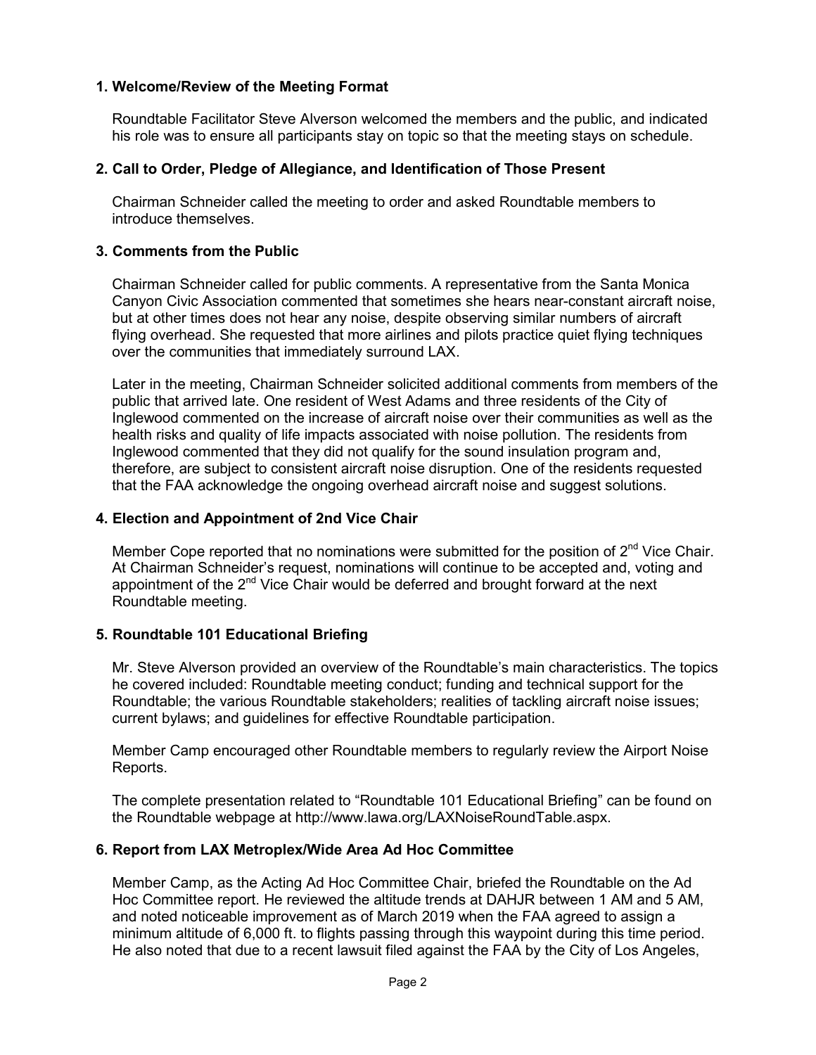## 1. Welcome/Review of the Meeting Format

Roundtable Facilitator Steve Alverson welcomed the members and the public, and indicated his role was to ensure all participants stay on topic so that the meeting stays on schedule.

## 2. Call to Order, Pledge of Allegiance, and Identification of Those Present

Chairman Schneider called the meeting to order and asked Roundtable members to introduce themselves.

## 3. Comments from the Public

Chairman Schneider called for public comments. A representative from the Santa Monica Canyon Civic Association commented that sometimes she hears near-constant aircraft noise, but at other times does not hear any noise, despite observing similar numbers of aircraft flying overhead. She requested that more airlines and pilots practice quiet flying techniques over the communities that immediately surround LAX.

Later in the meeting, Chairman Schneider solicited additional comments from members of the public that arrived late. One resident of West Adams and three residents of the City of Inglewood commented on the increase of aircraft noise over their communities as well as the health risks and quality of life impacts associated with noise pollution. The residents from Inglewood commented that they did not qualify for the sound insulation program and, therefore, are subject to consistent aircraft noise disruption. One of the residents requested that the FAA acknowledge the ongoing overhead aircraft noise and suggest solutions.

## 4. Election and Appointment of 2nd Vice Chair

Member Cope reported that no nominations were submitted for the position of 2nd Vice Chair. At Chairman Schneider's request, nominations will continue to be accepted and, voting and appointment of the 2nd Vice Chair would be deferred and brought forward at the next Roundtable meeting.

## 5. Roundtable 101 Educational Briefing

Mr. Steve Alverson provided an overview of the Roundtable's main characteristics. The topics he covered included: Roundtable meeting conduct; funding and technical support for the Roundtable; the various Roundtable stakeholders; realities of tackling aircraft noise issues; current bylaws; and guidelines for effective Roundtable participation.

Member Camp encouraged other Roundtable members to regularly review the Airport Noise Reports.

The complete presentation related to "Roundtable 101 Educational Briefing" can be found on the Roundtable webpage at http://www.lawa.org/LAXNoiseRoundTable.aspx.

## 6. Report from LAX Metroplex/Wide Area Ad Hoc Committee

Member Camp, as the Acting Ad Hoc Committee Chair, briefed the Roundtable on the Ad Hoc Committee report. He reviewed the altitude trends at DAHJR between 1 AM and 5 AM, and noted noticeable improvement as of March 2019 when the FAA agreed to assign a minimum altitude of 6,000 ft. to flights passing through this waypoint during this time period. He also noted that due to a recent lawsuit filed against the FAA by the City of Los Angeles,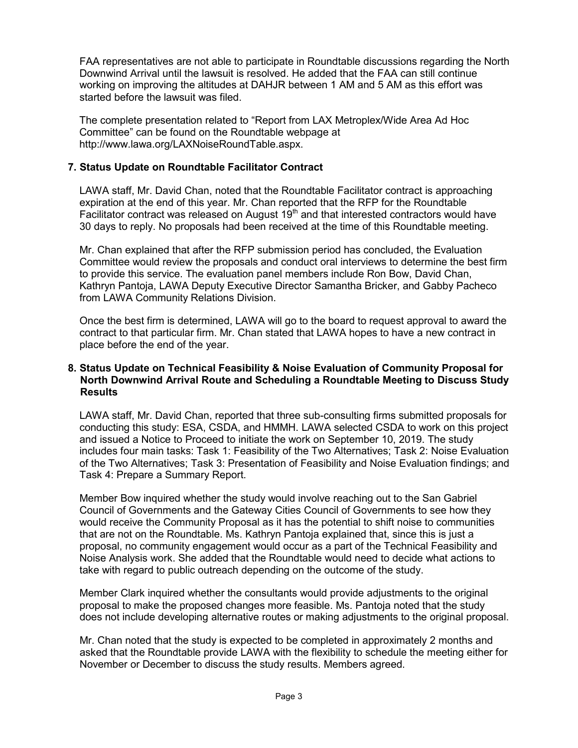FAA representatives are not able to participate in Roundtable discussions regarding the North Downwind Arrival until the lawsuit is resolved. He added that the FAA can still continue working on improving the altitudes at DAHJR between 1 AM and 5 AM as this effort was started before the lawsuit was filed.

The complete presentation related to "Report from LAX Metroplex/Wide Area Ad Hoc Committee" can be found on the Roundtable webpage at http://www.lawa.org/LAXNoiseRoundTable.aspx.

**7. Status Update on Roundtable Facilitator Contract**

LAWA staff, Mr. David Chan, noted that the Roundtable Facilitator contract is approaching expiration at the end of this year. Mr. Chan reported that the RFP for the Roundtable Facilitator contract was released on August 19th and that interested contractors would have 30 days to reply. No proposals had been received at the time of this Roundtable meeting.

Mr. Chan explained that after the RFP submission period has concluded, the Evaluation Committee would review the proposals and conduct oral interviews to determine the best firm to provide this service. The evaluation panel members include Ron Bow, David Chan, Kathryn Pantoja, LAWA Deputy Executive Director Samantha Bricker, and Gabby Pacheco from LAWA Community Relations Division.

Once the best firm is determined, LAWA will go to the board to request approval to award the contract to that particular firm. Mr. Chan stated that LAWA hopes to have a new contract in place before the end of the year.

**8. Status Update on Technical Feasibility & Noise Evaluation of Community Proposal for North Downwind Arrival Route and Scheduling a Roundtable Meeting to Discuss Study Results**

LAWA staff, Mr. David Chan, reported that three sub-consulting firms submitted proposals for conducting this study: ESA, CSDA, and HMMH. LAWA selected CSDA to work on this project and issued a Notice to Proceed to initiate the work on September 10, 2019. The study includes four main tasks: Task 1: Feasibility of the Two Alternatives; Task 2: Noise Evaluation of the Two Alternatives; Task 3: Presentation of Feasibility and Noise Evaluation findings; and Task 4: Prepare a Summary Report.

Member Bow inquired whether the study would involve reaching out to the San Gabriel Council of Governments and the Gateway Cities Council of Governments to see how they would receive the Community Proposal as it has the potential to shift noise to communities that are not on the Roundtable. Ms. Kathryn Pantoja explained that, since this is just a proposal, no community engagement would occur as a part of the Technical Feasibility and Noise Analysis work. She added that the Roundtable would need to decide what actions to take with regard to public outreach depending on the outcome of the study.

Member Clark inquired whether the consultants would provide adjustments to the original proposal to make the proposed changes more feasible. Ms. Pantoja noted that the study does not include developing alternative routes or making adjustments to the original proposal.

Mr. Chan noted that the study is expected to be completed in approximately 2 months and asked that the Roundtable provide LAWA with the flexibility to schedule the meeting either for November or December to discuss the study results. Members agreed.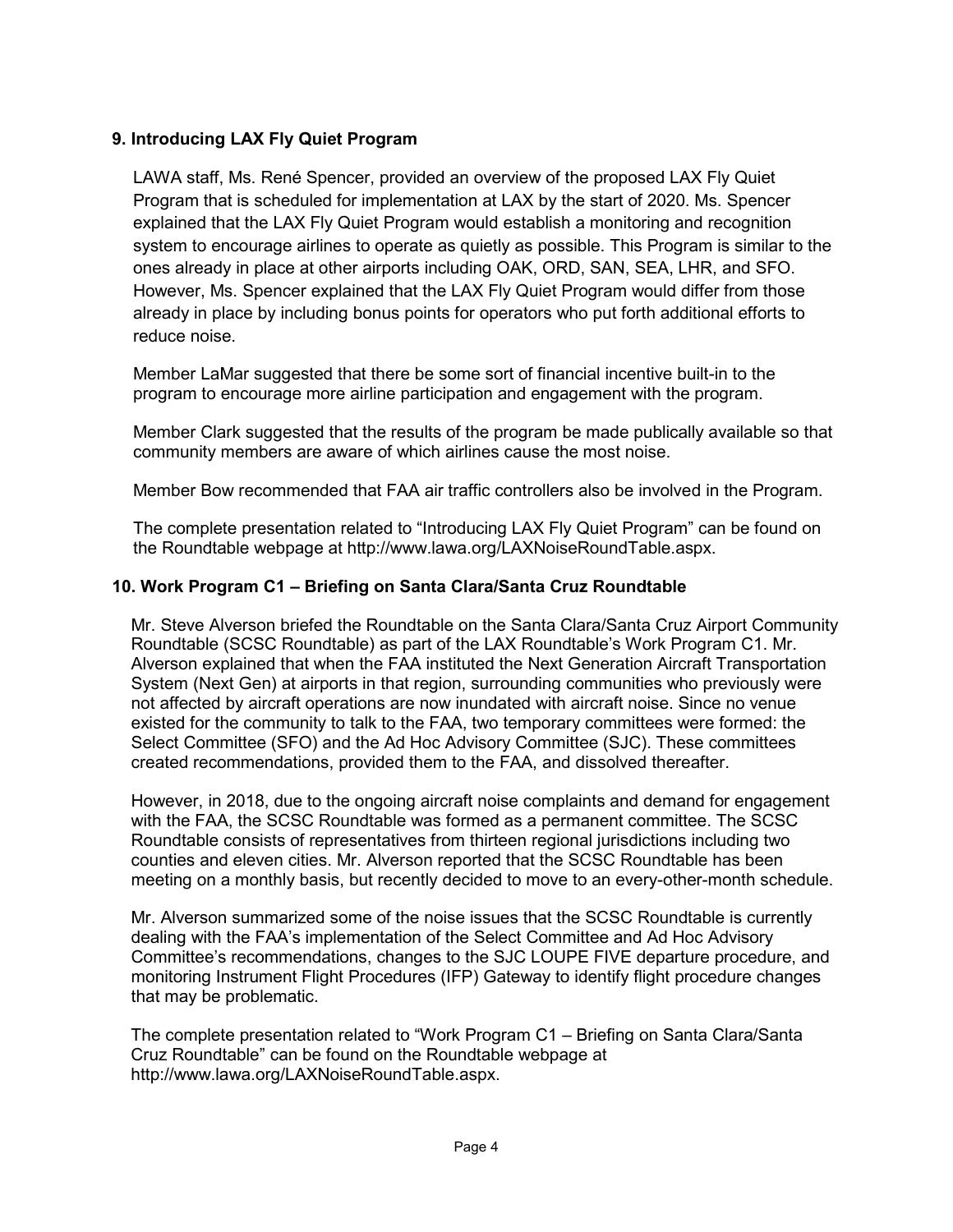### 9. Introducing LAX Fly Quiet Program

LAWA staff, Ms. René Spencer, provided an overview of the proposed LAX Fly Quiet Program that is scheduled for implementation at LAX by the start of 2020. Ms. Spencer explained that the LAX Fly Quiet Program would establish a monitoring and recognition system to encourage airlines to operate as quietly as possible. This Program is similar to the ones already in place at other airports including OAK, ORD, SAN, SEA, LHR, and SFO. However, Ms. Spencer explained that the LAX Fly Quiet Program would differ from those already in place by including bonus points for operators who put forth additional efforts to reduce noise.

Member LaMar suggested that there be some sort of financial incentive built-in to the program to encourage more airline participation and engagement with the program.

Member Clark suggested that the results of the program be made publically available so that community members are aware of which airlines cause the most noise.

Member Bow recommended that FAA air traffic controllers also be involved in the Program.

The complete presentation related to "Introducing LAX Fly Quiet Program" can be found on the Roundtable webpage at http://www.lawa.org/LAXNoiseRoundTable.aspx.

### 10. Work Program C1 – Briefing on Santa Clara/Santa Cruz Roundtable

Mr. Steve Alverson briefed the Roundtable on the Santa Clara/Santa Cruz Airport Community Roundtable (SCSC Roundtable) as part of the LAX Roundtable's Work Program C1. Mr. Alverson explained that when the FAA instituted the Next Generation Aircraft Transportation System (Next Gen) at airports in that region, surrounding communities who previously were not affected by aircraft operations are now inundated with aircraft noise. Since no venue existed for the community to talk to the FAA, two temporary committees were formed: the Select Committee (SFO) and the Ad Hoc Advisory Committee (SJC). These committees created recommendations, provided them to the FAA, and dissolved thereafter.

However, in 2018, due to the ongoing aircraft noise complaints and demand for engagement with the FAA, the SCSC Roundtable was formed as a permanent committee. The SCSC Roundtable consists of representatives from thirteen regional jurisdictions including two counties and eleven cities. Mr. Alverson reported that the SCSC Roundtable has been meeting on a monthly basis, but recently decided to move to an every-other-month schedule.

Mr. Alverson summarized some of the noise issues that the SCSC Roundtable is currently dealing with the FAA's implementation of the Select Committee and Ad Hoc Advisory Committee's recommendations, changes to the SJC LOUPE FIVE departure procedure, and monitoring Instrument Flight Procedures (IFP) Gateway to identify flight procedure changes that may be problematic.

The complete presentation related to "Work Program C1 – Briefing on Santa Clara/Santa Cruz Roundtable" can be found on the Roundtable webpage at http://www.lawa.org/LAXNoiseRoundTable.aspx.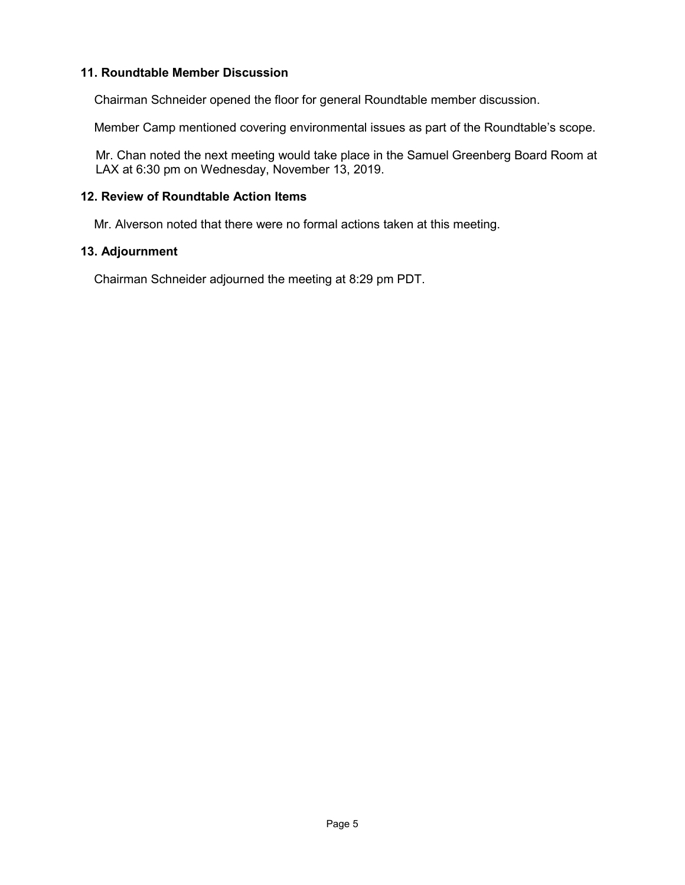### 11. Roundtable Member Discussion

Chairman Schneider opened the floor for general Roundtable member discussion.

Member Camp mentioned covering environmental issues as part of the Roundtable's scope.

Mr. Chan noted the next meeting would take place in the Samuel Greenberg Board Room at LAX at 6:30 pm on Wednesday, November 13, 2019.

### 12. Review of Roundtable Action Items

Mr. Alverson noted that there were no formal actions taken at this meeting.

### 13. Adjournment

Chairman Schneider adjourned the meeting at 8:29 pm PDT.